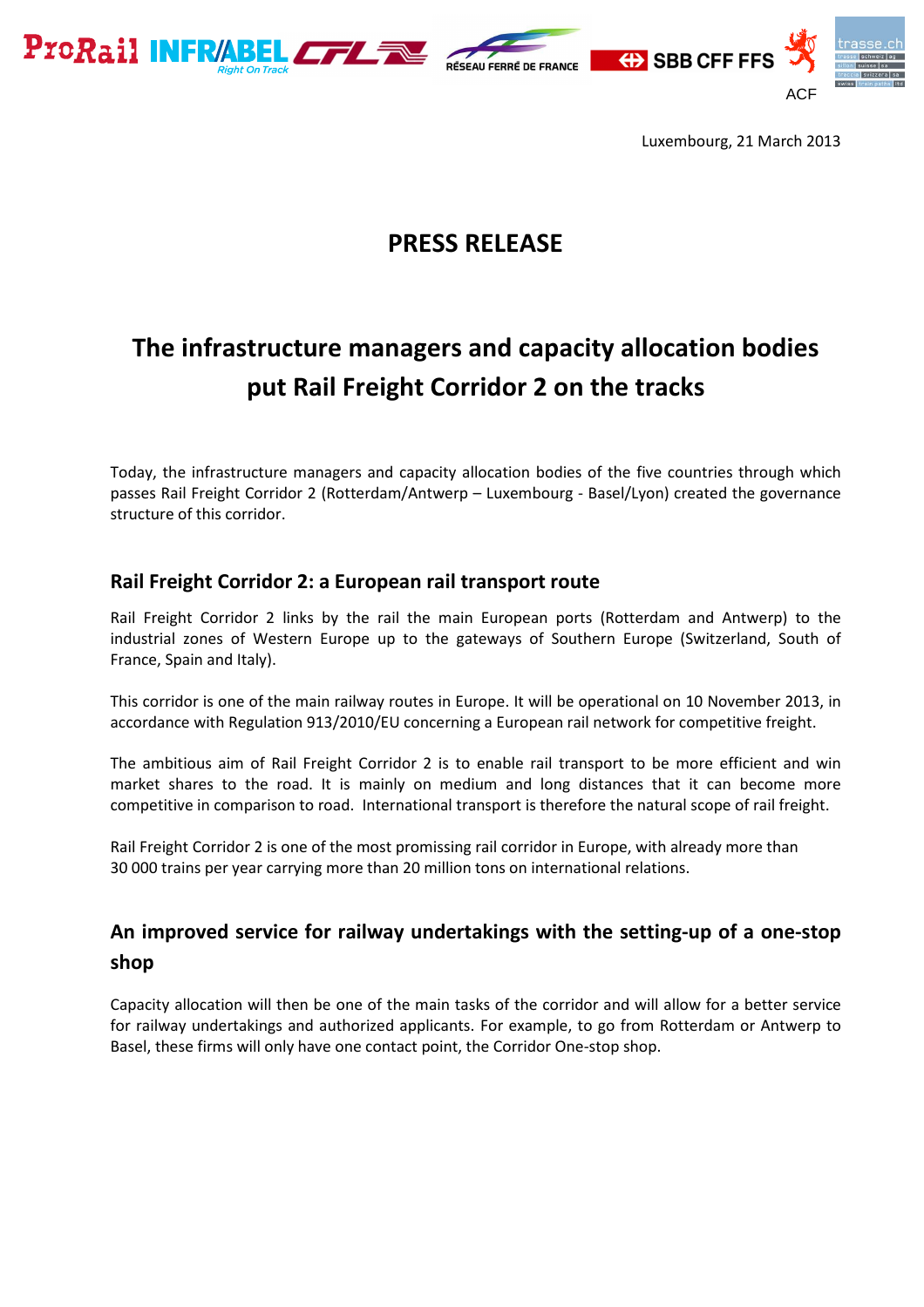Luxembourg, 21 March 2013

# PRESS RELEASE

# The infrastructure managers and capacity allocation bodies put Rail Freight Corridor 2 on the tracks

Today, the infrastructure managers and capacity allocation bodies of the five countries through which passes Rail Freight Corridor 2 (Rotterdam/Antwerp – Luxembourg - Basel/Lyon) created the governance structure of this corridor.

## Rail Freight Corridor 2: a European rail transport route

Rail Freight Corridor 2 links by the rail the main European ports (Rotterdam and Antwerp) to the industrial zones of Western Europe up to the gateways of Southern Europe (Switzerland, South of France, Spain and Italy).

This corridor is one of the main railway routes in Europe. It will be operational on 10 November 2013, in accordance with Regulation 913/2010/EU concerning a European rail network for competitive freight.

The ambitious aim of Rail Freight Corridor 2 is to enable rail transport to be more efficient and win market shares to the road. It is mainly on medium and long distances that it can become more competitive in comparison to road. International transport is therefore the natural scope of rail freight.

Rail Freight Corridor 2 is one of the most promising rail corridor in Europe, with already more than 30 000 trains per year carrying more than 20 million tons on international relations.

## An improved service for railway undertakings with the setting-up of a one-stop shop

Capacity allocation will then be one of the main tasks of the corridor and will allow for a better service for railway undertakings and authorized applicants. For example, to go from Rotterdam or Antwerp to Basel, these firms will only have one contact point, the Corridor One-stop shop.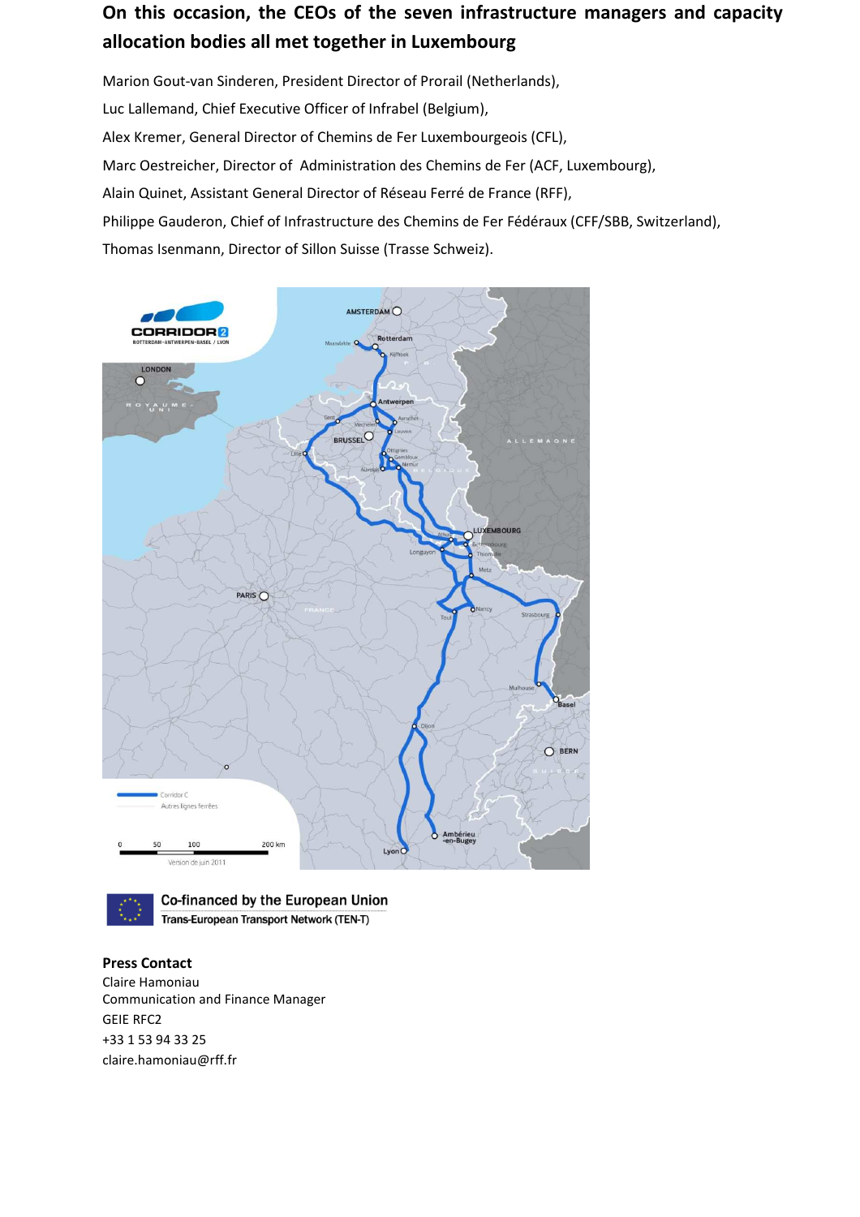## On this occasion, the CEOs of the seven infrastructure managers and capacity allocation bodies all met together in Luxembourg

Marion Gout-van Sinderen, President Director of Prorail (Netherlands),

Luc Lallemand, Chief Executive Officer of Infrabel (Belgium),

Alex Kremer, General Director of Chemins de Fer Luxembourgeois (CFL),

Marc Oestreicher, Director of Administration des Chemins de Fer (ACF, Luxembourg),

Alain Quinet, Assistant General Director of Réseau Ferré de France (RFF),

Philippe Gauderon, Chief of Infrastructure des Chemins de Fer Fédéraux (CFF/SBB, Switzerland),

Thomas Isenmann, Director of Sillon Suisse (Trasse Schweiz).

CORRIDOR 2
ROTTERDAM-ANTWERPEN-BASEL / LYON

AMSTERDAM
Rotterdam
LONDON
ROYAUME-UNI
Antwerpen
BRUSSEL
ALLEMAGNE
BELGIQUE
LUXEMBOURG
Longuyon
Thionville
Metz
PARIS
FRANCE
Nancy
Toul
Strasbourg
Mulhouse
Basel
Dijon
BERN
SUISSE
Ambérieu -en-Bugey
Lyon

Corridor C
Autres lignes ferrées

0 50 100 200 km

Version de juin 2011

Co-financed by the European Union
Trans-European Transport Network (TEN-T)

**Press Contact**

Claire Hamoniau
Communication and Finance Manager
GEIE RFC2
+33 1 53 94 33 25
claire.hamoniau@rff.fr